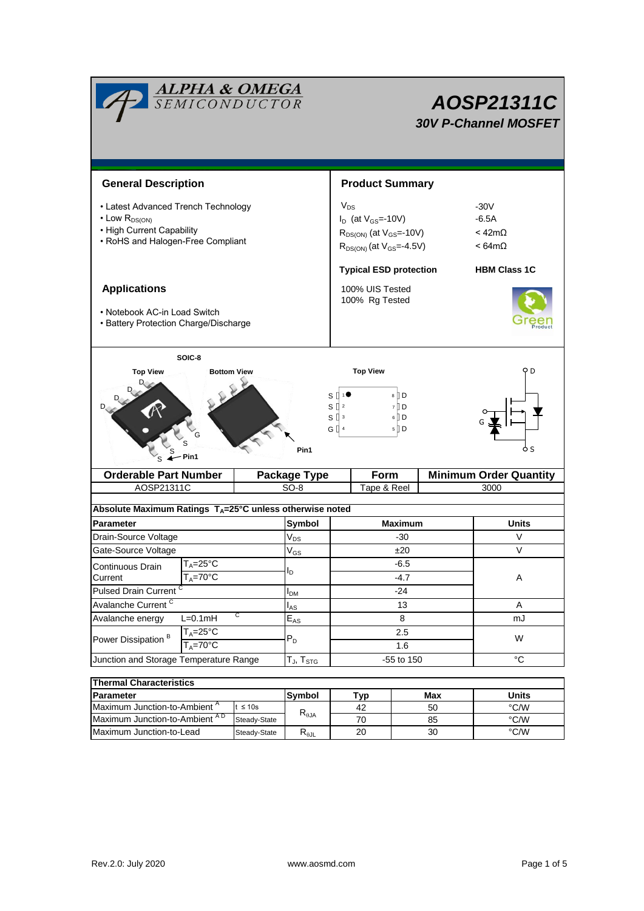# AOSP21311C

## 30V P-Channel MOSFET

ALPHA & OMEGA SEMICONDUCTOR

## General Description

- Latest Advanced Trench Technology
- Low $R_{DS(ON)}$
- High Current Capability
- RoHS and Halogen-Free Compliant

## Product Summary

| | |
|---|---|
| $V_{DS}$ | -30V |
| $I_D$ (at $V_{GS}$=-10V) | -6.5A |
| $R_{DS(ON)}$ (at $V_{GS}$=-10V) | < 42mΩ |
| $R_{DS(ON)}$ (at $V_{GS}$=-4.5V) | < 64mΩ |

**Typical ESD protection** **HBM Class 1C**

100% UIS Tested
100% Rg Tested

## Applications

- Notebook AC-in Load Switch
- Battery Protection Charge/Discharge

SOIC-8

Top View | Bottom View | Top View

S 1 — 8 D
S 2 — 7 D
S 3 — 6 D
G 4 — 5 D

Pin1

| Orderable Part Number | Package Type | Form | Minimum Order Quantity |
|---|---|---|---|
| AOSP21311C | SO-8 | Tape & Reel | 3000 |

**Absolute Maximum Ratings $T_A$=25°C unless otherwise noted**

| Parameter | | Symbol | Maximum | Units |
|---|---|---|---|---|
| Drain-Source Voltage | | $V_{DS}$ | -30 | V |
| Gate-Source Voltage | | $V_{GS}$ | ±20 | V |
| Continuous Drain Current | $T_A$=25°C | $I_D$ | -6.5 | A |
| | $T_A$=70°C | | -4.7 | |
| Pulsed Drain Current [C] | | $I_{DM}$ | -24 | |
| Avalanche Current [C] | | $I_{AS}$ | 13 | A |
| Avalanche energy | L=0.1mH [C] | $E_{AS}$ | 8 | mJ |
| Power Dissipation [B] | $T_A$=25°C | $P_D$ | 2.5 | W |
| | $T_A$=70°C | | 1.6 | |
| Junction and Storage Temperature Range | | $T_J$, $T_{STG}$ | -55 to 150 | °C |

**Thermal Characteristics**

| Parameter | | Symbol | Typ | Max | Units |
|---|---|---|---|---|---|
| Maximum Junction-to-Ambient [A] | t ≤ 10s | $R_{\theta JA}$ | 42 | 50 | °C/W |
| Maximum Junction-to-Ambient [A D] | Steady-State | | 70 | 85 | °C/W |
| Maximum Junction-to-Lead | Steady-State | $R_{\theta JL}$ | 20 | 30 | °C/W |

Rev.2.0: July 2020 www.aosmd.com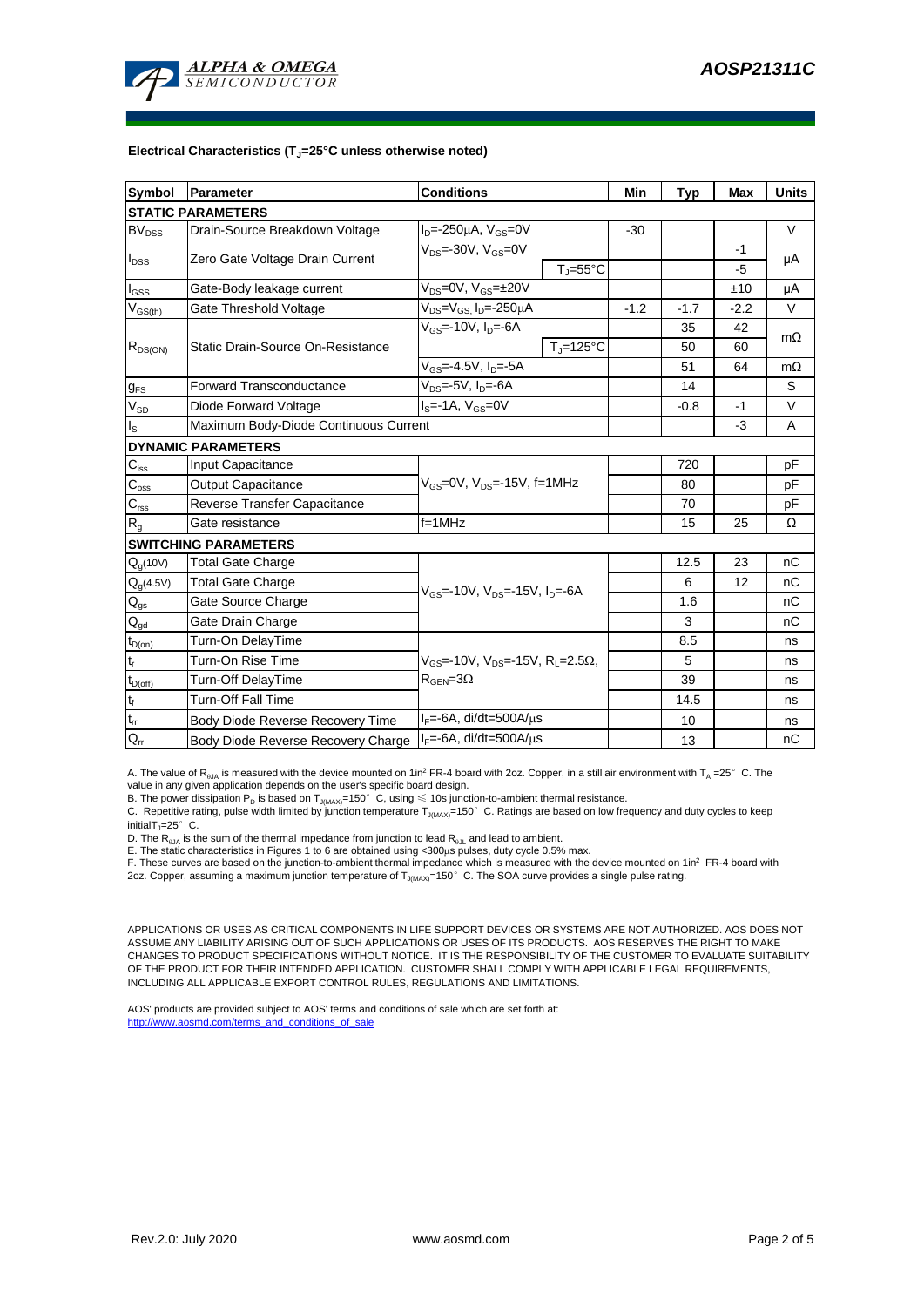**Electrical Characteristics ($T_J$=25°C unless otherwise noted)**

| Symbol | Parameter | Conditions | | Min | Typ | Max | Units |
|---|---|---|---|---|---|---|---|
| **STATIC PARAMETERS** | | | | | | | |
| $BV_{DSS}$ | Drain-Source Breakdown Voltage | $I_D$=-250µA, $V_{GS}$=0V | | -30 | | | V |
| $I_{DSS}$ | Zero Gate Voltage Drain Current | $V_{DS}$=-30V, $V_{GS}$=0V | | | | -1 | µA |
| | | | $T_J$=55°C | | | -5 | |
| $I_{GSS}$ | Gate-Body leakage current | $V_{DS}$=0V, $V_{GS}$=±20V | | | | ±10 | µA |
| $V_{GS(th)}$ | Gate Threshold Voltage | $V_{DS}$=$V_{GS}$, $I_D$=-250µA | | -1.2 | -1.7 | -2.2 | V |
| $R_{DS(ON)}$ | Static Drain-Source On-Resistance | $V_{GS}$=-10V, $I_D$=-6A | | | 35 | 42 | mΩ |
| | | | $T_J$=125°C | | 50 | 60 | |
| | | $V_{GS}$=-4.5V, $I_D$=-5A | | | 51 | 64 | mΩ |
| $g_{FS}$ | Forward Transconductance | $V_{DS}$=-5V, $I_D$=-6A | | | 14 | | S |
| $V_{SD}$ | Diode Forward Voltage | $I_S$=-1A, $V_{GS}$=0V | | | -0.8 | -1 | V |
| $I_S$ | Maximum Body-Diode Continuous Current | | | | | -3 | A |
| **DYNAMIC PARAMETERS** | | | | | | | |
| $C_{iss}$ | Input Capacitance | $V_{GS}$=0V, $V_{DS}$=-15V, f=1MHz | | | 720 | | pF |
| $C_{oss}$ | Output Capacitance | | | | 80 | | pF |
| $C_{rss}$ | Reverse Transfer Capacitance | | | | 70 | | pF |
| $R_g$ | Gate resistance | f=1MHz | | | 15 | 25 | Ω |
| **SWITCHING PARAMETERS** | | | | | | | |
| $Q_g$(10V) | Total Gate Charge | $V_{GS}$=-10V, $V_{DS}$=-15V, $I_D$=-6A | | | 12.5 | 23 | nC |
| $Q_g$(4.5V) | Total Gate Charge | | | | 6 | 12 | nC |
| $Q_{gs}$ | Gate Source Charge | | | | 1.6 | | nC |
| $Q_{gd}$ | Gate Drain Charge | | | | 3 | | nC |
| $t_{D(on)}$ | Turn-On DelayTime | $V_{GS}$=-10V, $V_{DS}$=-15V, $R_L$=2.5Ω, $R_{GEN}$=3Ω | | | 8.5 | | ns |
| $t_r$ | Turn-On Rise Time | | | | 5 | | ns |
| $t_{D(off)}$ | Turn-Off DelayTime | | | | 39 | | ns |
| $t_f$ | Turn-Off Fall Time | | | | 14.5 | | ns |
| $t_{rr}$ | Body Diode Reverse Recovery Time | $I_F$=-6A, di/dt=500A/µs | | | 10 | | ns |
| $Q_{rr}$ | Body Diode Reverse Recovery Charge | $I_F$=-6A, di/dt=500A/µs | | | 13 | | nC |

A. The value of $R_{\theta JA}$ is measured with the device mounted on 1in² FR-4 board with 2oz. Copper, in a still air environment with $T_A$ =25°C. The value in any given application depends on the user's specific board design.
B. The power dissipation $P_D$ is based on $T_{J(MAX)}$=150°C, using ≤ 10s junction-to-ambient thermal resistance.
C. Repetitive rating, pulse width limited by junction temperature $T_{J(MAX)}$=150°C. Ratings are based on low frequency and duty cycles to keep initial$T_J$=25°C.
D. The $R_{\theta JA}$ is the sum of the thermal impedance from junction to lead $R_{\theta JL}$ and lead to ambient.
E. The static characteristics in Figures 1 to 6 are obtained using <300µs pulses, duty cycle 0.5% max.
F. These curves are based on the junction-to-ambient thermal impedance which is measured with the device mounted on 1in² FR-4 board with 2oz. Copper, assuming a maximum junction temperature of $T_{J(MAX)}$=150°C. The SOA curve provides a single pulse rating.

APPLICATIONS OR USES AS CRITICAL COMPONENTS IN LIFE SUPPORT DEVICES OR SYSTEMS ARE NOT AUTHORIZED. AOS DOES NOT ASSUME ANY LIABILITY ARISING OUT OF SUCH APPLICATIONS OR USES OF ITS PRODUCTS. AOS RESERVES THE RIGHT TO MAKE CHANGES TO PRODUCT SPECIFICATIONS WITHOUT NOTICE. IT IS THE RESPONSIBILITY OF THE CUSTOMER TO EVALUATE SUITABILITY OF THE PRODUCT FOR THEIR INTENDED APPLICATION. CUSTOMER SHALL COMPLY WITH APPLICABLE LEGAL REQUIREMENTS, INCLUDING ALL APPLICABLE EXPORT CONTROL RULES, REGULATIONS AND LIMITATIONS.

AOS' products are provided subject to AOS' terms and conditions of sale which are set forth at:
http://www.aosmd.com/terms_and_conditions_of_sale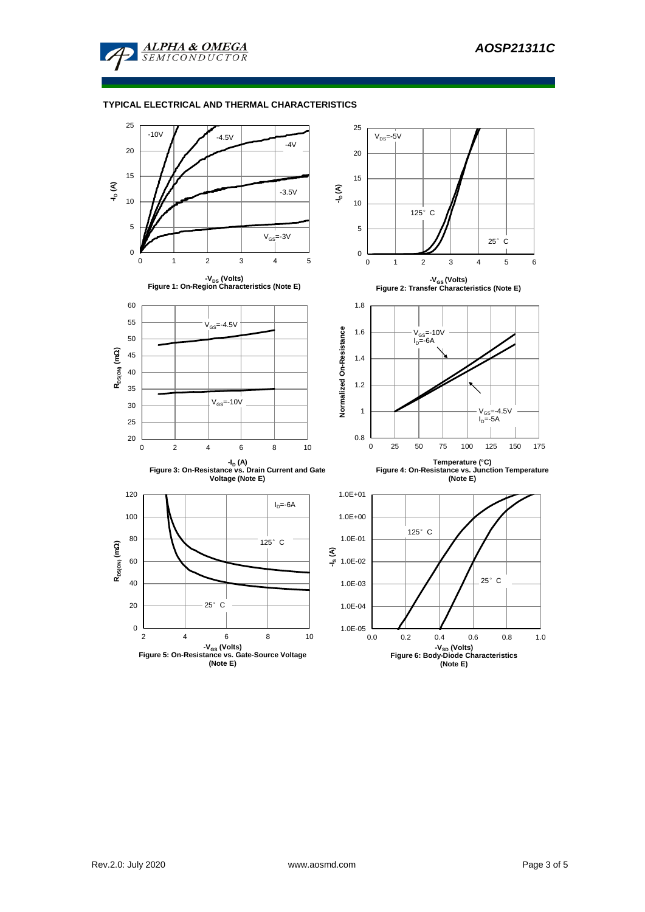## TYPICAL ELECTRICAL AND THERMAL CHARACTERISTICS

Figure 1: On-Region Characteristics (Note E)

Figure 2: Transfer Characteristics (Note E)

Figure 3: On-Resistance vs. Drain Current and Gate Voltage (Note E)

Figure 4: On-Resistance vs. Junction Temperature (Note E)

Figure 5: On-Resistance vs. Gate-Source Voltage (Note E)

Figure 6: Body-Diode Characteristics (Note E)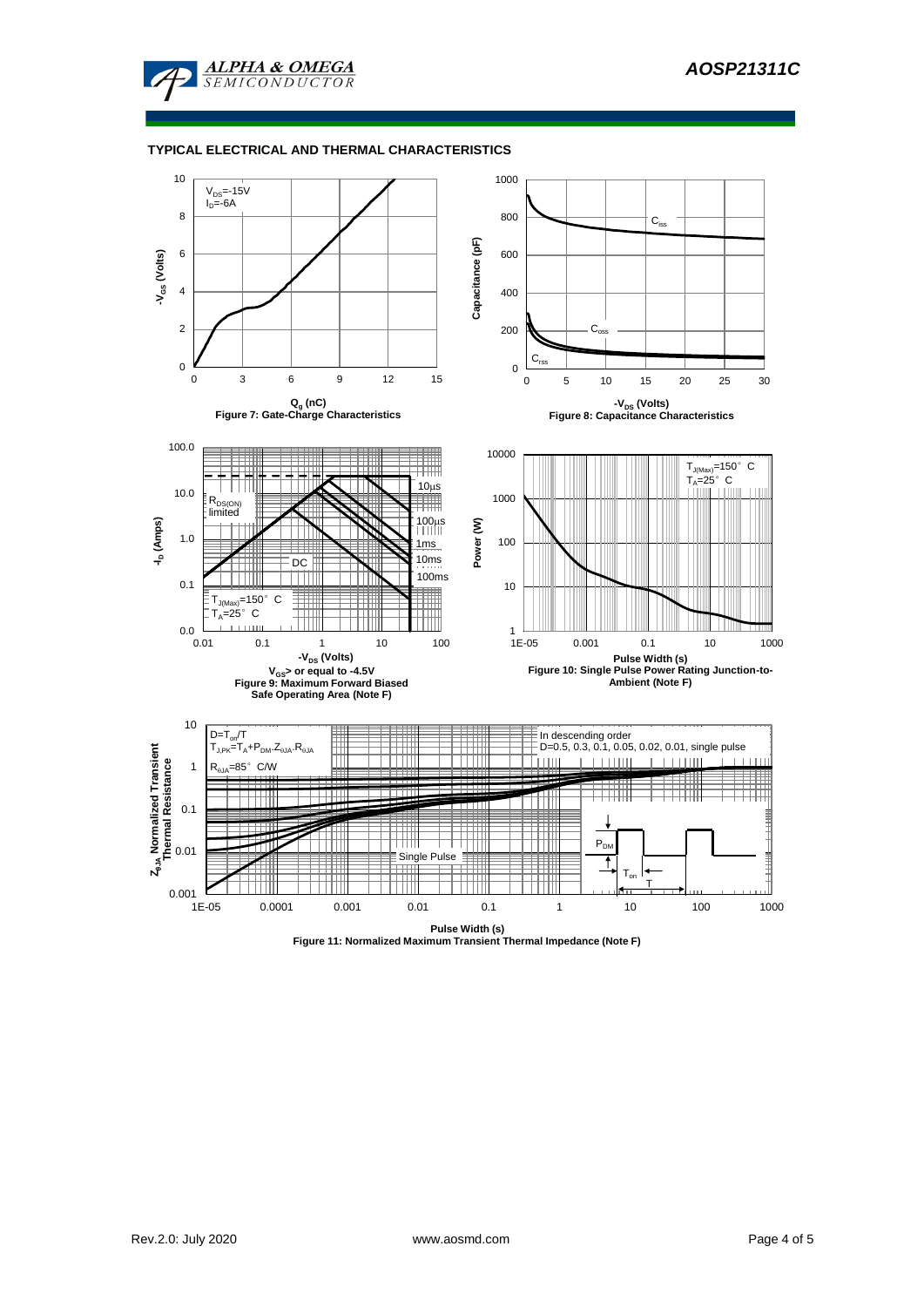## TYPICAL ELECTRICAL AND THERMAL CHARACTERISTICS

$V_{DS}$=-15V
$I_D$=-6A

**Figure 7: Gate-Charge Characteristics**

**Figure 8: Capacitance Characteristics**

**Figure 9: Maximum Forward Biased Safe Operating Area (Note F)**

**Figure 10: Single Pulse Power Rating Junction-to-Ambient (Note F)**

$D=T_{on}/T$
$T_{J,PK}=T_A+P_{DM}.Z_{\theta JA}.R_{\theta JA}$
$R_{\theta JA}$=85° C/W

In descending order
D=0.5, 0.3, 0.1, 0.05, 0.02, 0.01, single pulse

**Figure 11: Normalized Maximum Transient Thermal Impedance (Note F)**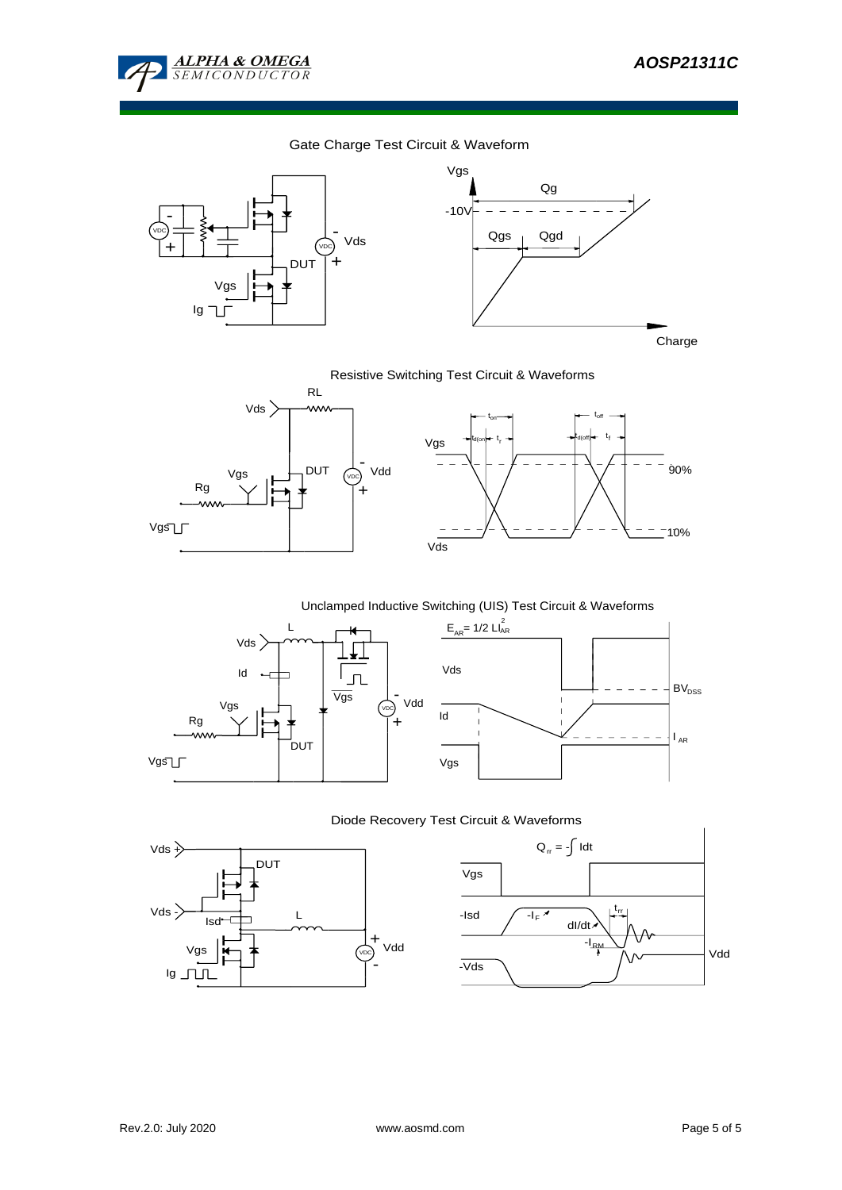## Gate Charge Test Circuit & Waveform

VDC
-
+
Vds
VDC
-
+
DUT
Vgs
Ig

Vgs
Qg
-10V
Qgs
Qgd
Charge

## Resistive Switching Test Circuit & Waveforms

RL
Vds
Vgs
Rg
DUT
VDC
-
Vdd
+
Vgs

$t_{on}$
$t_{d(on)}$
$t_r$
$t_{off}$
$t_{d(off)}$
$t_f$
Vgs
90%
10%
Vds

## Unclamped Inductive Switching (UIS) Test Circuit & Waveforms

L
Vds
Id
Vgs
Rg
Vgs
DUT
Vgs
VDC
-
Vdd
+

$E_{AR} = 1/2\ LI_{AR}^2$
Vds
$BV_{DSS}$
Id
$I_{AR}$
Vgs

## Diode Recovery Test Circuit & Waveforms

Vds +
DUT
Vds -
Isd
L
Vgs
Ig
VDC
+
Vdd
-

$Q_{rr} = -\int Idt$
Vgs
-Isd
$-I_F$
$t_{rr}$
dI/dt
$-I_{RM}$
-Vds
Vdd